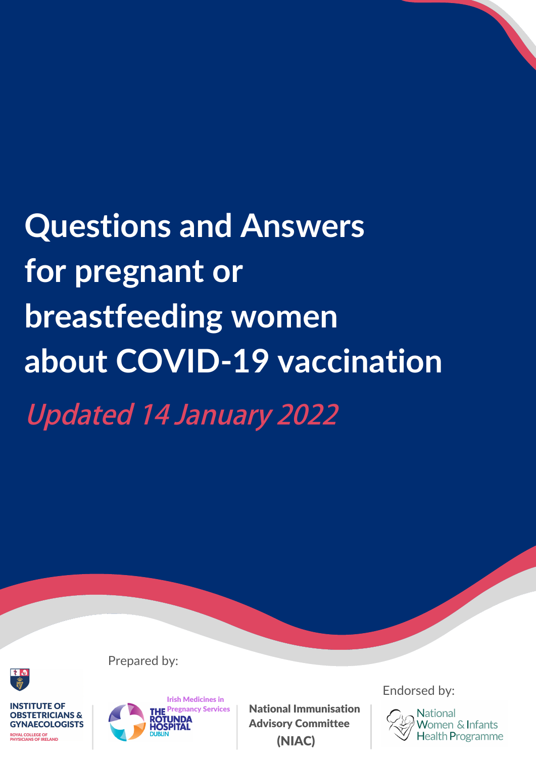# Questions and Answers for pregnant or breastfeeding women about COVID-19 vaccination

*Updated 14 January 2022*

Prepared by:

INSTITUTE OF OBSTETRICIANS & GYNAECOLOGISTS
ROYAL COLLEGE OF PHYSICIANS OF IRELAND

Irish Medicines in Pregnancy Services
THE ROTUNDA HOSPITAL DUBLIN

National Immunisation Advisory Committee (NIAC)

Endorsed by:

National Women & Infants Health Programme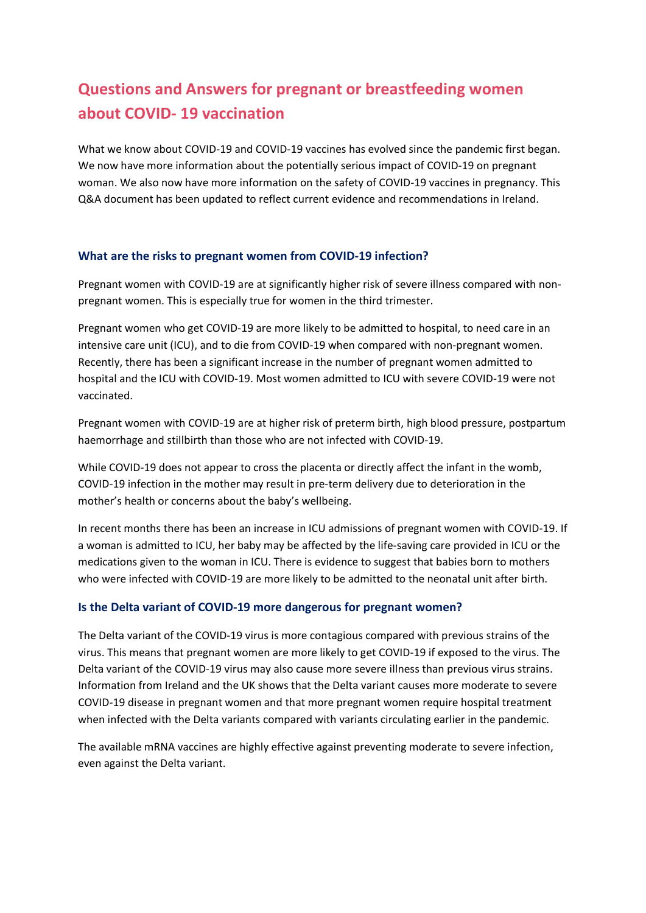# Questions and Answers for pregnant or breastfeeding women about COVID- 19 vaccination

What we know about COVID-19 and COVID-19 vaccines has evolved since the pandemic first began. We now have more information about the potentially serious impact of COVID-19 on pregnant woman. We also now have more information on the safety of COVID-19 vaccines in pregnancy. This Q&A document has been updated to reflect current evidence and recommendations in Ireland.

## What are the risks to pregnant women from COVID-19 infection?

Pregnant women with COVID-19 are at significantly higher risk of severe illness compared with non-pregnant women. This is especially true for women in the third trimester.

Pregnant women who get COVID-19 are more likely to be admitted to hospital, to need care in an intensive care unit (ICU), and to die from COVID-19 when compared with non-pregnant women. Recently, there has been a significant increase in the number of pregnant women admitted to hospital and the ICU with COVID-19. Most women admitted to ICU with severe COVID-19 were not vaccinated.

Pregnant women with COVID-19 are at higher risk of preterm birth, high blood pressure, postpartum haemorrhage and stillbirth than those who are not infected with COVID-19.

While COVID-19 does not appear to cross the placenta or directly affect the infant in the womb, COVID-19 infection in the mother may result in pre-term delivery due to deterioration in the mother's health or concerns about the baby's wellbeing.

In recent months there has been an increase in ICU admissions of pregnant women with COVID-19. If a woman is admitted to ICU, her baby may be affected by the life-saving care provided in ICU or the medications given to the woman in ICU. There is evidence to suggest that babies born to mothers who were infected with COVID-19 are more likely to be admitted to the neonatal unit after birth.

## Is the Delta variant of COVID-19 more dangerous for pregnant women?

The Delta variant of the COVID-19 virus is more contagious compared with previous strains of the virus. This means that pregnant women are more likely to get COVID-19 if exposed to the virus. The Delta variant of the COVID-19 virus may also cause more severe illness than previous virus strains. Information from Ireland and the UK shows that the Delta variant causes more moderate to severe COVID-19 disease in pregnant women and that more pregnant women require hospital treatment when infected with the Delta variants compared with variants circulating earlier in the pandemic.

The available mRNA vaccines are highly effective against preventing moderate to severe infection, even against the Delta variant.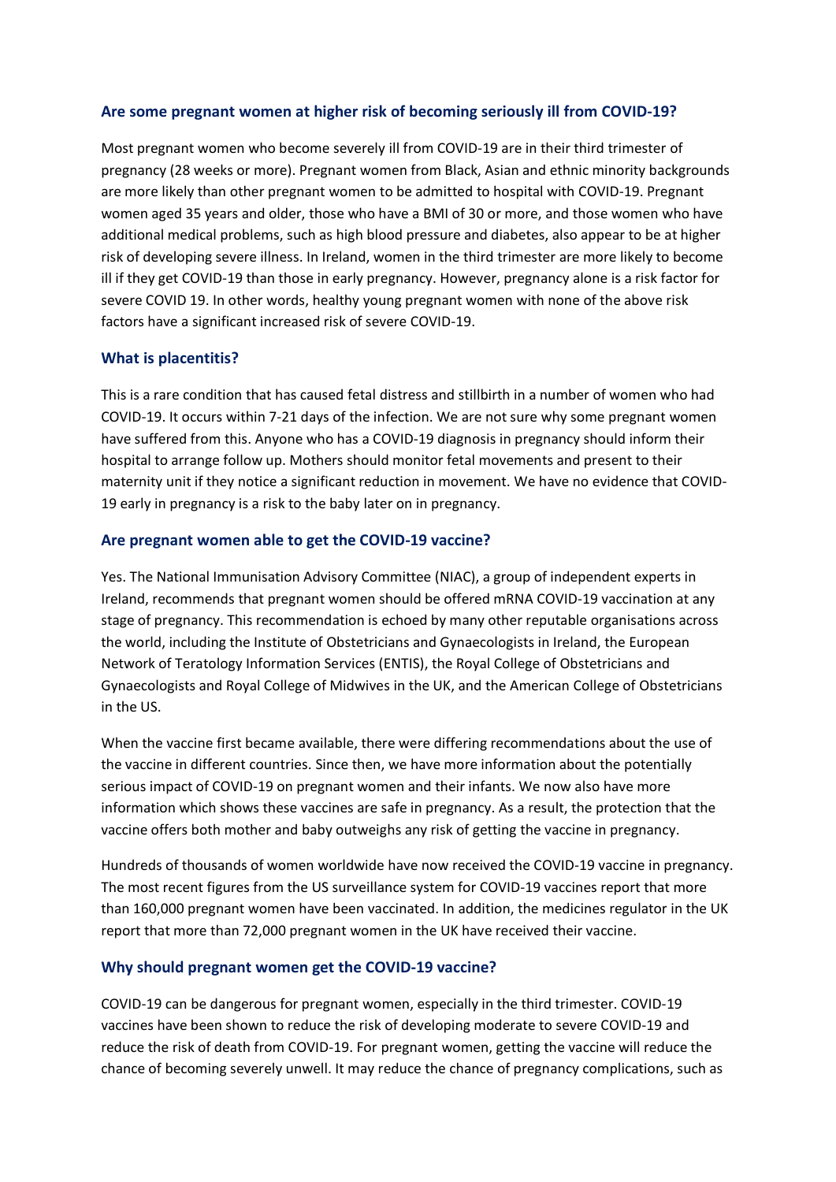### Are some pregnant women at higher risk of becoming seriously ill from COVID-19?

Most pregnant women who become severely ill from COVID-19 are in their third trimester of pregnancy (28 weeks or more). Pregnant women from Black, Asian and ethnic minority backgrounds are more likely than other pregnant women to be admitted to hospital with COVID-19. Pregnant women aged 35 years and older, those who have a BMI of 30 or more, and those women who have additional medical problems, such as high blood pressure and diabetes, also appear to be at higher risk of developing severe illness. In Ireland, women in the third trimester are more likely to become ill if they get COVID-19 than those in early pregnancy. However, pregnancy alone is a risk factor for severe COVID 19. In other words, healthy young pregnant women with none of the above risk factors have a significant increased risk of severe COVID-19.

### What is placentitis?

This is a rare condition that has caused fetal distress and stillbirth in a number of women who had COVID-19. It occurs within 7-21 days of the infection. We are not sure why some pregnant women have suffered from this. Anyone who has a COVID-19 diagnosis in pregnancy should inform their hospital to arrange follow up. Mothers should monitor fetal movements and present to their maternity unit if they notice a significant reduction in movement. We have no evidence that COVID-19 early in pregnancy is a risk to the baby later on in pregnancy.

### Are pregnant women able to get the COVID-19 vaccine?

Yes. The National Immunisation Advisory Committee (NIAC), a group of independent experts in Ireland, recommends that pregnant women should be offered mRNA COVID-19 vaccination at any stage of pregnancy. This recommendation is echoed by many other reputable organisations across the world, including the Institute of Obstetricians and Gynaecologists in Ireland, the European Network of Teratology Information Services (ENTIS), the Royal College of Obstetricians and Gynaecologists and Royal College of Midwives in the UK, and the American College of Obstetricians in the US.

When the vaccine first became available, there were differing recommendations about the use of the vaccine in different countries. Since then, we have more information about the potentially serious impact of COVID-19 on pregnant women and their infants. We now also have more information which shows these vaccines are safe in pregnancy. As a result, the protection that the vaccine offers both mother and baby outweighs any risk of getting the vaccine in pregnancy.

Hundreds of thousands of women worldwide have now received the COVID-19 vaccine in pregnancy. The most recent figures from the US surveillance system for COVID-19 vaccines report that more than 160,000 pregnant women have been vaccinated. In addition, the medicines regulator in the UK report that more than 72,000 pregnant women in the UK have received their vaccine.

### Why should pregnant women get the COVID-19 vaccine?

COVID-19 can be dangerous for pregnant women, especially in the third trimester. COVID-19 vaccines have been shown to reduce the risk of developing moderate to severe COVID-19 and reduce the risk of death from COVID-19. For pregnant women, getting the vaccine will reduce the chance of becoming severely unwell. It may reduce the chance of pregnancy complications, such as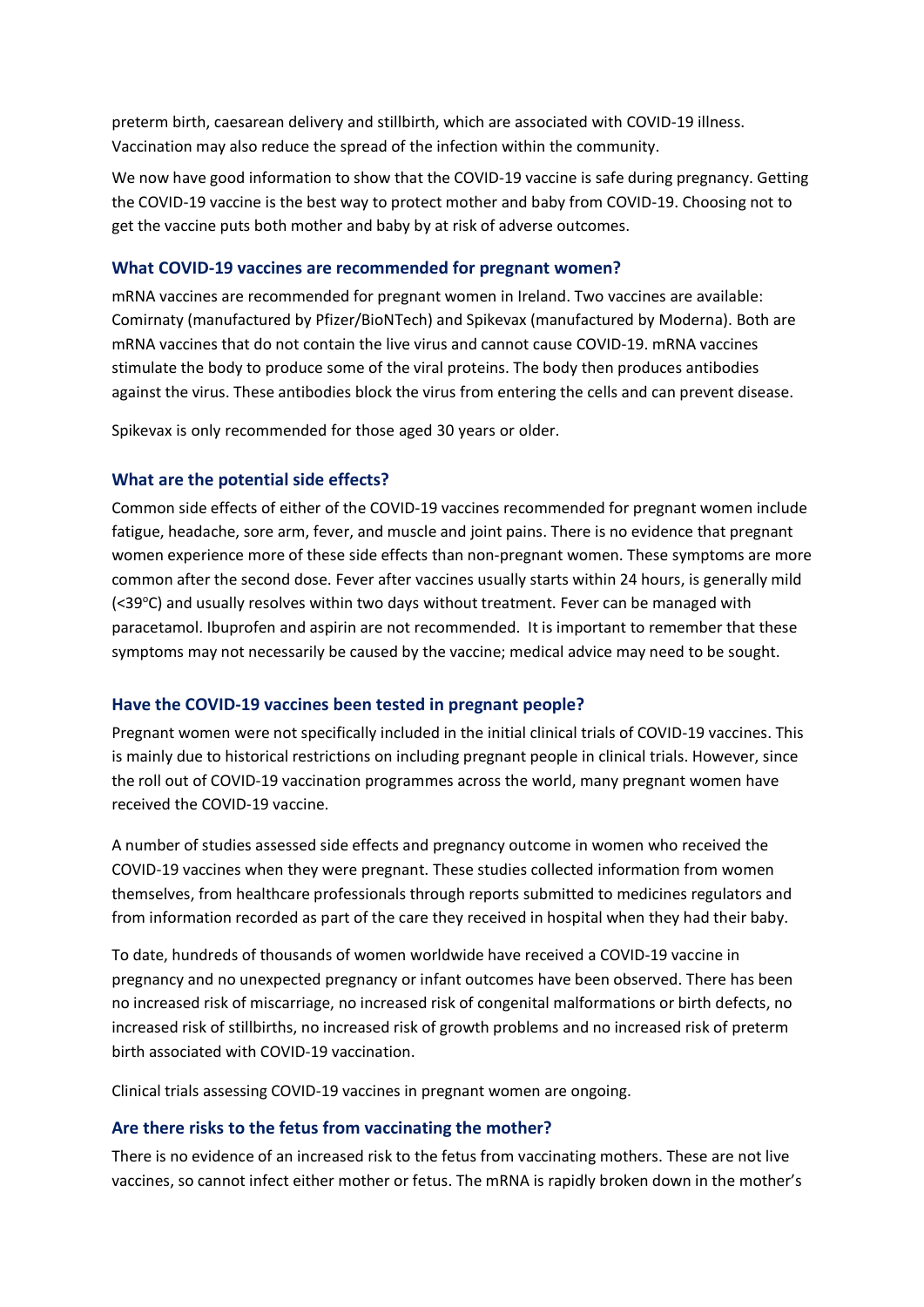preterm birth, caesarean delivery and stillbirth, which are associated with COVID-19 illness. Vaccination may also reduce the spread of the infection within the community.

We now have good information to show that the COVID-19 vaccine is safe during pregnancy. Getting the COVID-19 vaccine is the best way to protect mother and baby from COVID-19. Choosing not to get the vaccine puts both mother and baby by at risk of adverse outcomes.

### What COVID-19 vaccines are recommended for pregnant women?

mRNA vaccines are recommended for pregnant women in Ireland. Two vaccines are available: Comirnaty (manufactured by Pfizer/BioNTech) and Spikevax (manufactured by Moderna). Both are mRNA vaccines that do not contain the live virus and cannot cause COVID-19. mRNA vaccines stimulate the body to produce some of the viral proteins. The body then produces antibodies against the virus. These antibodies block the virus from entering the cells and can prevent disease.

Spikevax is only recommended for those aged 30 years or older.

### What are the potential side effects?

Common side effects of either of the COVID-19 vaccines recommended for pregnant women include fatigue, headache, sore arm, fever, and muscle and joint pains. There is no evidence that pregnant women experience more of these side effects than non-pregnant women. These symptoms are more common after the second dose. Fever after vaccines usually starts within 24 hours, is generally mild (<39°C) and usually resolves within two days without treatment. Fever can be managed with paracetamol. Ibuprofen and aspirin are not recommended. It is important to remember that these symptoms may not necessarily be caused by the vaccine; medical advice may need to be sought.

### Have the COVID-19 vaccines been tested in pregnant people?

Pregnant women were not specifically included in the initial clinical trials of COVID-19 vaccines. This is mainly due to historical restrictions on including pregnant people in clinical trials. However, since the roll out of COVID-19 vaccination programmes across the world, many pregnant women have received the COVID-19 vaccine.

A number of studies assessed side effects and pregnancy outcome in women who received the COVID-19 vaccines when they were pregnant. These studies collected information from women themselves, from healthcare professionals through reports submitted to medicines regulators and from information recorded as part of the care they received in hospital when they had their baby.

To date, hundreds of thousands of women worldwide have received a COVID-19 vaccine in pregnancy and no unexpected pregnancy or infant outcomes have been observed. There has been no increased risk of miscarriage, no increased risk of congenital malformations or birth defects, no increased risk of stillbirths, no increased risk of growth problems and no increased risk of preterm birth associated with COVID-19 vaccination.

Clinical trials assessing COVID-19 vaccines in pregnant women are ongoing.

### Are there risks to the fetus from vaccinating the mother?

There is no evidence of an increased risk to the fetus from vaccinating mothers. These are not live vaccines, so cannot infect either mother or fetus. The mRNA is rapidly broken down in the mother's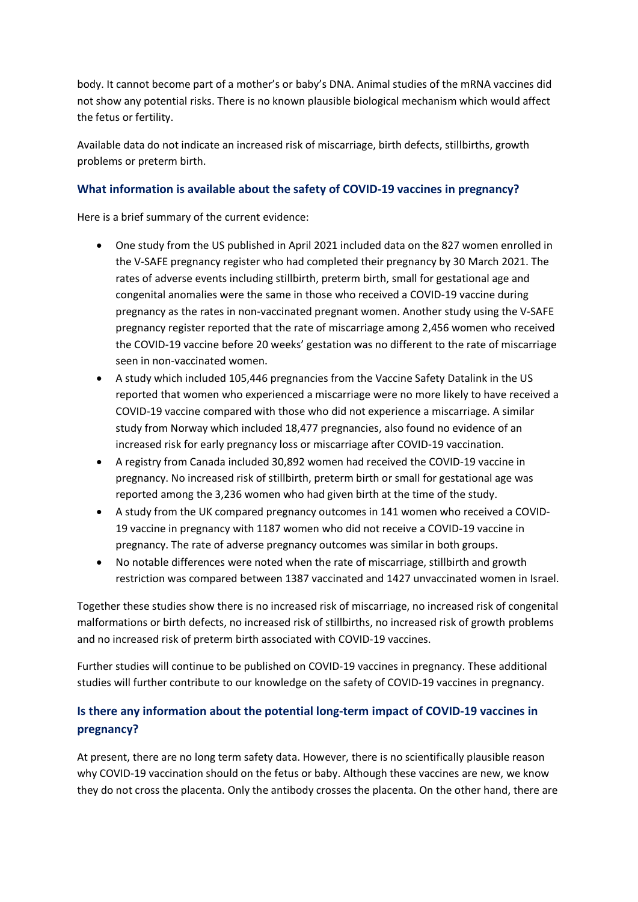body. It cannot become part of a mother's or baby's DNA. Animal studies of the mRNA vaccines did not show any potential risks. There is no known plausible biological mechanism which would affect the fetus or fertility.

Available data do not indicate an increased risk of miscarriage, birth defects, stillbirths, growth problems or preterm birth.

### What information is available about the safety of COVID-19 vaccines in pregnancy?

Here is a brief summary of the current evidence:

- One study from the US published in April 2021 included data on the 827 women enrolled in the V-SAFE pregnancy register who had completed their pregnancy by 30 March 2021. The rates of adverse events including stillbirth, preterm birth, small for gestational age and congenital anomalies were the same in those who received a COVID-19 vaccine during pregnancy as the rates in non-vaccinated pregnant women. Another study using the V-SAFE pregnancy register reported that the rate of miscarriage among 2,456 women who received the COVID-19 vaccine before 20 weeks' gestation was no different to the rate of miscarriage seen in non-vaccinated women.
- A study which included 105,446 pregnancies from the Vaccine Safety Datalink in the US reported that women who experienced a miscarriage were no more likely to have received a COVID-19 vaccine compared with those who did not experience a miscarriage. A similar study from Norway which included 18,477 pregnancies, also found no evidence of an increased risk for early pregnancy loss or miscarriage after COVID-19 vaccination.
- A registry from Canada included 30,892 women had received the COVID-19 vaccine in pregnancy. No increased risk of stillbirth, preterm birth or small for gestational age was reported among the 3,236 women who had given birth at the time of the study.
- A study from the UK compared pregnancy outcomes in 141 women who received a COVID-19 vaccine in pregnancy with 1187 women who did not receive a COVID-19 vaccine in pregnancy. The rate of adverse pregnancy outcomes was similar in both groups.
- No notable differences were noted when the rate of miscarriage, stillbirth and growth restriction was compared between 1387 vaccinated and 1427 unvaccinated women in Israel.

Together these studies show there is no increased risk of miscarriage, no increased risk of congenital malformations or birth defects, no increased risk of stillbirths, no increased risk of growth problems and no increased risk of preterm birth associated with COVID-19 vaccines.

Further studies will continue to be published on COVID-19 vaccines in pregnancy. These additional studies will further contribute to our knowledge on the safety of COVID-19 vaccines in pregnancy.

### Is there any information about the potential long-term impact of COVID-19 vaccines in pregnancy?

At present, there are no long term safety data. However, there is no scientifically plausible reason why COVID-19 vaccination should on the fetus or baby. Although these vaccines are new, we know they do not cross the placenta. Only the antibody crosses the placenta. On the other hand, there are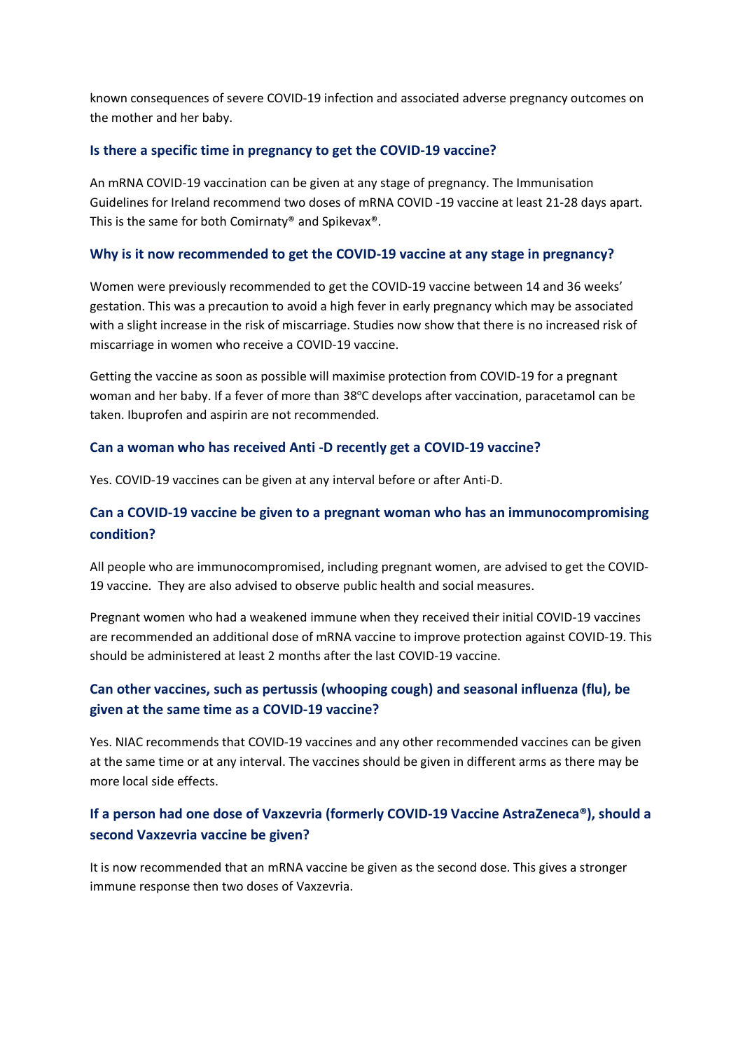known consequences of severe COVID-19 infection and associated adverse pregnancy outcomes on the mother and her baby.

### Is there a specific time in pregnancy to get the COVID-19 vaccine?

An mRNA COVID-19 vaccination can be given at any stage of pregnancy. The Immunisation Guidelines for Ireland recommend two doses of mRNA COVID -19 vaccine at least 21-28 days apart. This is the same for both Comirnaty® and Spikevax®.

### Why is it now recommended to get the COVID-19 vaccine at any stage in pregnancy?

Women were previously recommended to get the COVID-19 vaccine between 14 and 36 weeks' gestation. This was a precaution to avoid a high fever in early pregnancy which may be associated with a slight increase in the risk of miscarriage. Studies now show that there is no increased risk of miscarriage in women who receive a COVID-19 vaccine.

Getting the vaccine as soon as possible will maximise protection from COVID-19 for a pregnant woman and her baby. If a fever of more than 38°C develops after vaccination, paracetamol can be taken. Ibuprofen and aspirin are not recommended.

### Can a woman who has received Anti -D recently get a COVID-19 vaccine?

Yes. COVID-19 vaccines can be given at any interval before or after Anti-D.

### Can a COVID-19 vaccine be given to a pregnant woman who has an immunocompromising condition?

All people who are immunocompromised, including pregnant women, are advised to get the COVID-19 vaccine. They are also advised to observe public health and social measures.

Pregnant women who had a weakened immune when they received their initial COVID-19 vaccines are recommended an additional dose of mRNA vaccine to improve protection against COVID-19. This should be administered at least 2 months after the last COVID-19 vaccine.

### Can other vaccines, such as pertussis (whooping cough) and seasonal influenza (flu), be given at the same time as a COVID-19 vaccine?

Yes. NIAC recommends that COVID-19 vaccines and any other recommended vaccines can be given at the same time or at any interval. The vaccines should be given in different arms as there may be more local side effects.

### If a person had one dose of Vaxzevria (formerly COVID-19 Vaccine AstraZeneca®), should a second Vaxzevria vaccine be given?

It is now recommended that an mRNA vaccine be given as the second dose. This gives a stronger immune response then two doses of Vaxzevria.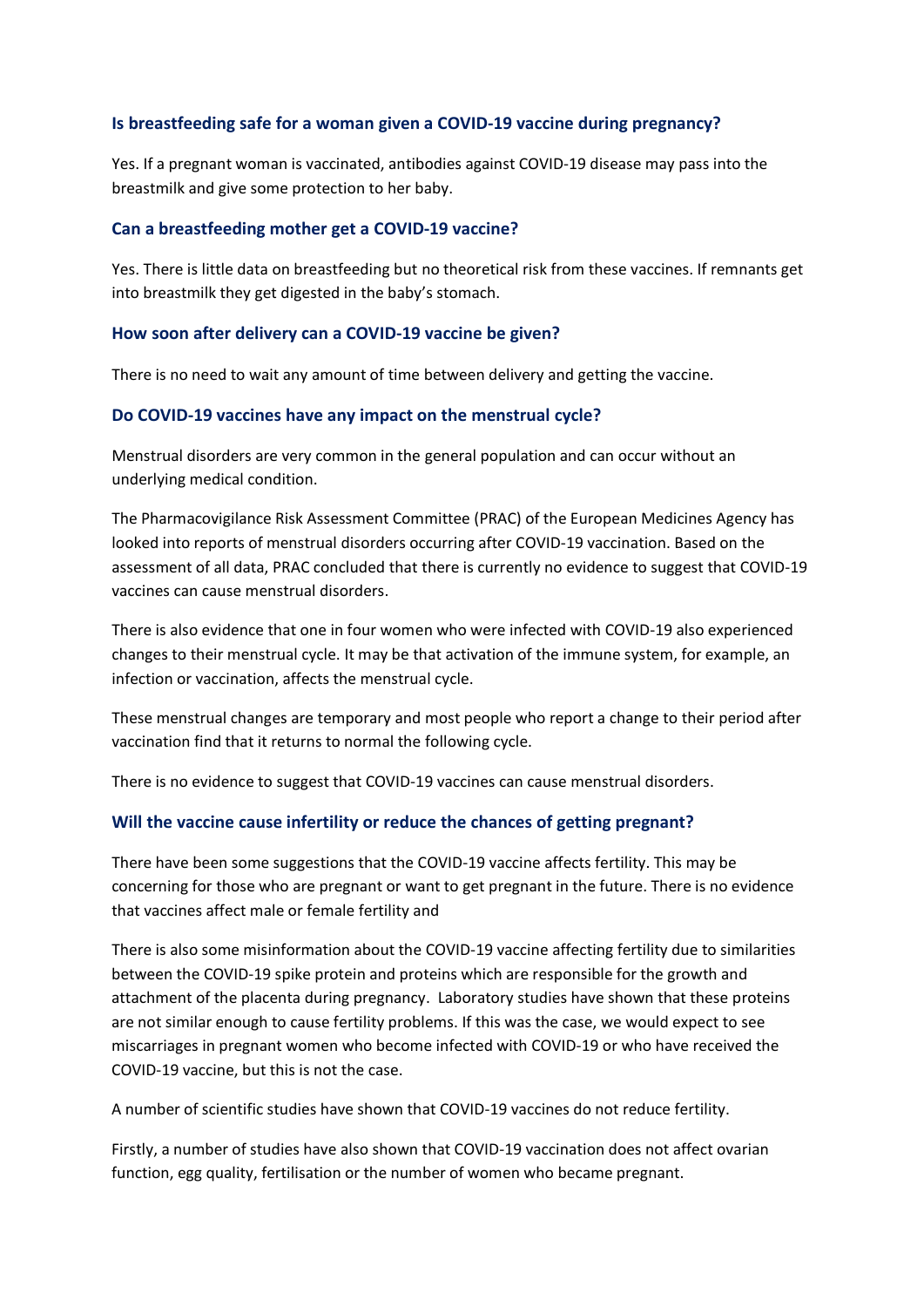### Is breastfeeding safe for a woman given a COVID-19 vaccine during pregnancy?

Yes. If a pregnant woman is vaccinated, antibodies against COVID-19 disease may pass into the breastmilk and give some protection to her baby.

### Can a breastfeeding mother get a COVID-19 vaccine?

Yes. There is little data on breastfeeding but no theoretical risk from these vaccines. If remnants get into breastmilk they get digested in the baby's stomach.

### How soon after delivery can a COVID-19 vaccine be given?

There is no need to wait any amount of time between delivery and getting the vaccine.

### Do COVID-19 vaccines have any impact on the menstrual cycle?

Menstrual disorders are very common in the general population and can occur without an underlying medical condition.

The Pharmacovigilance Risk Assessment Committee (PRAC) of the European Medicines Agency has looked into reports of menstrual disorders occurring after COVID-19 vaccination. Based on the assessment of all data, PRAC concluded that there is currently no evidence to suggest that COVID-19 vaccines can cause menstrual disorders.

There is also evidence that one in four women who were infected with COVID-19 also experienced changes to their menstrual cycle. It may be that activation of the immune system, for example, an infection or vaccination, affects the menstrual cycle.

These menstrual changes are temporary and most people who report a change to their period after vaccination find that it returns to normal the following cycle.

There is no evidence to suggest that COVID-19 vaccines can cause menstrual disorders.

### Will the vaccine cause infertility or reduce the chances of getting pregnant?

There have been some suggestions that the COVID-19 vaccine affects fertility. This may be concerning for those who are pregnant or want to get pregnant in the future. There is no evidence that vaccines affect male or female fertility and

There is also some misinformation about the COVID-19 vaccine affecting fertility due to similarities between the COVID-19 spike protein and proteins which are responsible for the growth and attachment of the placenta during pregnancy. Laboratory studies have shown that these proteins are not similar enough to cause fertility problems. If this was the case, we would expect to see miscarriages in pregnant women who become infected with COVID-19 or who have received the COVID-19 vaccine, but this is not the case.

A number of scientific studies have shown that COVID-19 vaccines do not reduce fertility.

Firstly, a number of studies have also shown that COVID-19 vaccination does not affect ovarian function, egg quality, fertilisation or the number of women who became pregnant.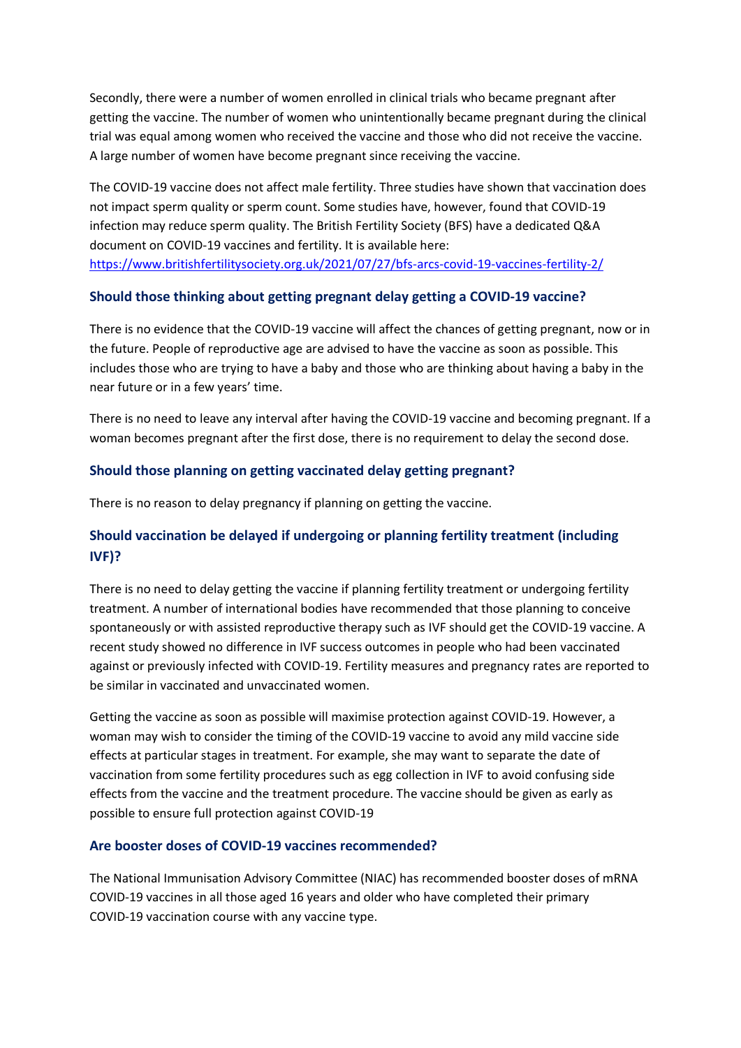Secondly, there were a number of women enrolled in clinical trials who became pregnant after getting the vaccine. The number of women who unintentionally became pregnant during the clinical trial was equal among women who received the vaccine and those who did not receive the vaccine. A large number of women have become pregnant since receiving the vaccine.

The COVID-19 vaccine does not affect male fertility. Three studies have shown that vaccination does not impact sperm quality or sperm count. Some studies have, however, found that COVID-19 infection may reduce sperm quality. The British Fertility Society (BFS) have a dedicated Q&A document on COVID-19 vaccines and fertility. It is available here: [https://www.britishfertilitysociety.org.uk/2021/07/27/bfs-arcs-covid-19-vaccines-fertility-2/](https://www.britishfertilitysociety.org.uk/2021/07/27/bfs-arcs-covid-19-vaccines-fertility-2/)

### Should those thinking about getting pregnant delay getting a COVID-19 vaccine?

There is no evidence that the COVID-19 vaccine will affect the chances of getting pregnant, now or in the future. People of reproductive age are advised to have the vaccine as soon as possible. This includes those who are trying to have a baby and those who are thinking about having a baby in the near future or in a few years' time.

There is no need to leave any interval after having the COVID-19 vaccine and becoming pregnant. If a woman becomes pregnant after the first dose, there is no requirement to delay the second dose.

### Should those planning on getting vaccinated delay getting pregnant?

There is no reason to delay pregnancy if planning on getting the vaccine.

### Should vaccination be delayed if undergoing or planning fertility treatment (including IVF)?

There is no need to delay getting the vaccine if planning fertility treatment or undergoing fertility treatment. A number of international bodies have recommended that those planning to conceive spontaneously or with assisted reproductive therapy such as IVF should get the COVID-19 vaccine. A recent study showed no difference in IVF success outcomes in people who had been vaccinated against or previously infected with COVID-19. Fertility measures and pregnancy rates are reported to be similar in vaccinated and unvaccinated women.

Getting the vaccine as soon as possible will maximise protection against COVID-19. However, a woman may wish to consider the timing of the COVID-19 vaccine to avoid any mild vaccine side effects at particular stages in treatment. For example, she may want to separate the date of vaccination from some fertility procedures such as egg collection in IVF to avoid confusing side effects from the vaccine and the treatment procedure. The vaccine should be given as early as possible to ensure full protection against COVID-19

### Are booster doses of COVID-19 vaccines recommended?

The National Immunisation Advisory Committee (NIAC) has recommended booster doses of mRNA COVID-19 vaccines in all those aged 16 years and older who have completed their primary COVID-19 vaccination course with any vaccine type.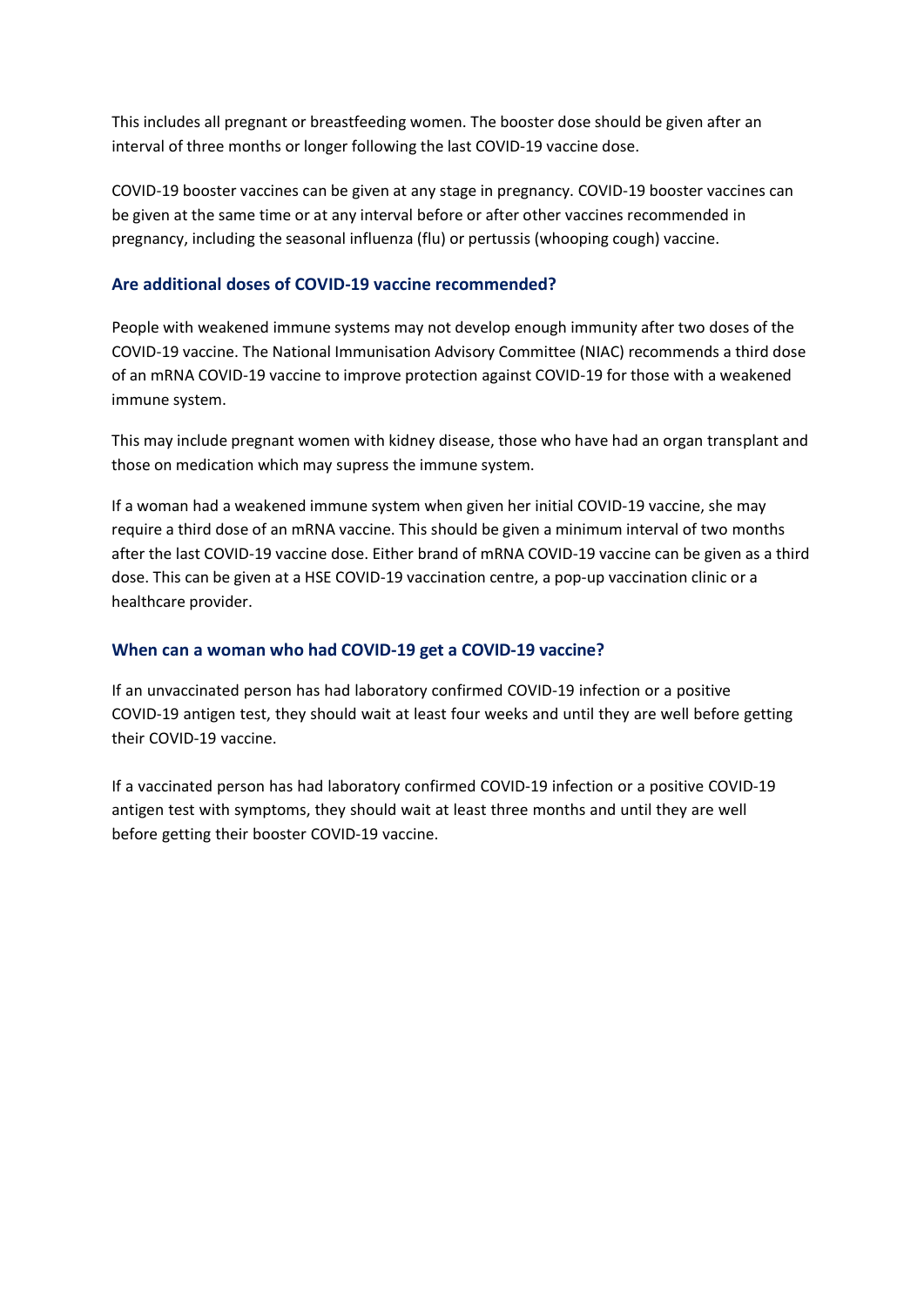This includes all pregnant or breastfeeding women. The booster dose should be given after an interval of three months or longer following the last COVID-19 vaccine dose.

COVID-19 booster vaccines can be given at any stage in pregnancy. COVID-19 booster vaccines can be given at the same time or at any interval before or after other vaccines recommended in pregnancy, including the seasonal influenza (flu) or pertussis (whooping cough) vaccine.

### Are additional doses of COVID-19 vaccine recommended?

People with weakened immune systems may not develop enough immunity after two doses of the COVID-19 vaccine. The National Immunisation Advisory Committee (NIAC) recommends a third dose of an mRNA COVID-19 vaccine to improve protection against COVID-19 for those with a weakened immune system.

This may include pregnant women with kidney disease, those who have had an organ transplant and those on medication which may supress the immune system.

If a woman had a weakened immune system when given her initial COVID-19 vaccine, she may require a third dose of an mRNA vaccine. This should be given a minimum interval of two months after the last COVID-19 vaccine dose. Either brand of mRNA COVID-19 vaccine can be given as a third dose. This can be given at a HSE COVID-19 vaccination centre, a pop-up vaccination clinic or a healthcare provider.

### When can a woman who had COVID-19 get a COVID-19 vaccine?

If an unvaccinated person has had laboratory confirmed COVID-19 infection or a positive COVID-19 antigen test, they should wait at least four weeks and until they are well before getting their COVID-19 vaccine.

If a vaccinated person has had laboratory confirmed COVID-19 infection or a positive COVID-19 antigen test with symptoms, they should wait at least three months and until they are well before getting their booster COVID-19 vaccine.